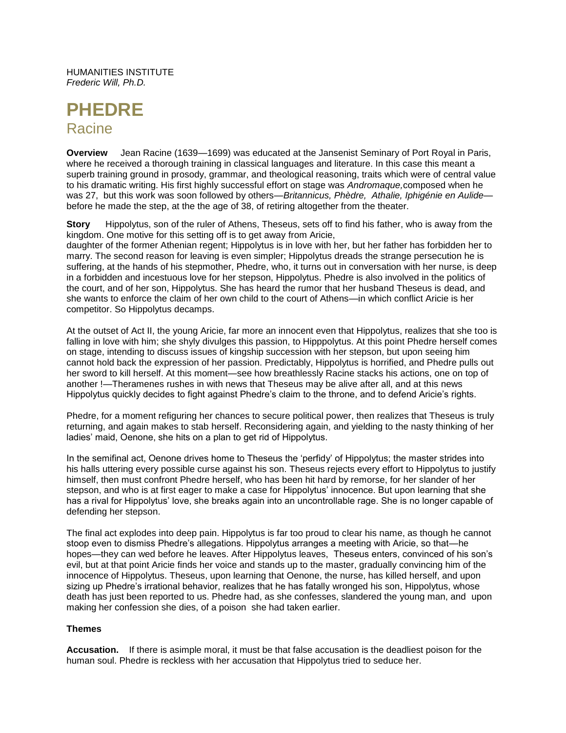HUMANITIES INSTITUTE
*Frederic Will, Ph.D.*

# PHEDRE

## Racine

**Overview** Jean Racine (1639—1699) was educated at the Jansenist Seminary of Port Royal in Paris, where he received a thorough training in classical languages and literature. In this case this meant a superb training ground in prosody, grammar, and theological reasoning, traits which were of central value to his dramatic writing. His first highly successful effort on stage was *Andromaque,*composed when he was 27, but this work was soon followed by others—*Britannicus, Phèdre, Athalie, Iphigénie en Aulide*—before he made the step, at the the age of 38, of retiring altogether from the theater.

**Story** Hippolytus, son of the ruler of Athens, Theseus, sets off to find his father, who is away from the kingdom. One motive for this setting off is to get away from Aricie,
daughter of the former Athenian regent; Hippolytus is in love with her, but her father has forbidden her to marry. The second reason for leaving is even simpler; Hippolytus dreads the strange persecution he is suffering, at the hands of his stepmother, Phedre, who, it turns out in conversation with her nurse, is deep in a forbidden and incestuous love for her stepson, Hippolytus. Phedre is also involved in the politics of the court, and of her son, Hippolytus. She has heard the rumor that her husband Theseus is dead, and she wants to enforce the claim of her own child to the court of Athens—in which conflict Aricie is her competitor. So Hippolytus decamps.

At the outset of Act II, the young Aricie, far more an innocent even that Hippolytus, realizes that she too is falling in love with him; she shyly divulges this passion, to Hipppolytus. At this point Phedre herself comes on stage, intending to discuss issues of kingship succession with her stepson, but upon seeing him cannot hold back the expression of her passion. Predictably, Hippolytus is horrified, and Phedre pulls out her sword to kill herself. At this moment—see how breathlessly Racine stacks his actions, one on top of another !—Theramenes rushes in with news that Theseus may be alive after all, and at this news Hippolytus quickly decides to fight against Phedre's claim to the throne, and to defend Aricie's rights.

Phedre, for a moment refiguring her chances to secure political power, then realizes that Theseus is truly returning, and again makes to stab herself. Reconsidering again, and yielding to the nasty thinking of her ladies' maid, Oenone, she hits on a plan to get rid of Hippolytus.

In the semifinal act, Oenone drives home to Theseus the 'perfidy' of Hippolytus; the master strides into his halls uttering every possible curse against his son. Theseus rejects every effort to Hippolytus to justify himself, then must confront Phedre herself, who has been hit hard by remorse, for her slander of her stepson, and who is at first eager to make a case for Hippolytus' innocence. But upon learning that she has a rival for Hippolytus' love, she breaks again into an uncontrollable rage. She is no longer capable of defending her stepson.

The final act explodes into deep pain. Hippolytus is far too proud to clear his name, as though he cannot stoop even to dismiss Phedre's allegations. Hippolytus arranges a meeting with Aricie, so that—he hopes—they can wed before he leaves. After Hippolytus leaves, Theseus enters, convinced of his son's evil, but at that point Aricie finds her voice and stands up to the master, gradually convincing him of the innocence of Hippolytus. Theseus, upon learning that Oenone, the nurse, has killed herself, and upon sizing up Phedre's irrational behavior, realizes that he has fatally wronged his son, Hippolytus, whose death has just been reported to us. Phedre had, as she confesses, slandered the young man, and upon making her confession she dies, of a poison she had taken earlier.

### Themes

**Accusation.** If there is asimple moral, it must be that false accusation is the deadliest poison for the human soul. Phedre is reckless with her accusation that Hippolytus tried to seduce her.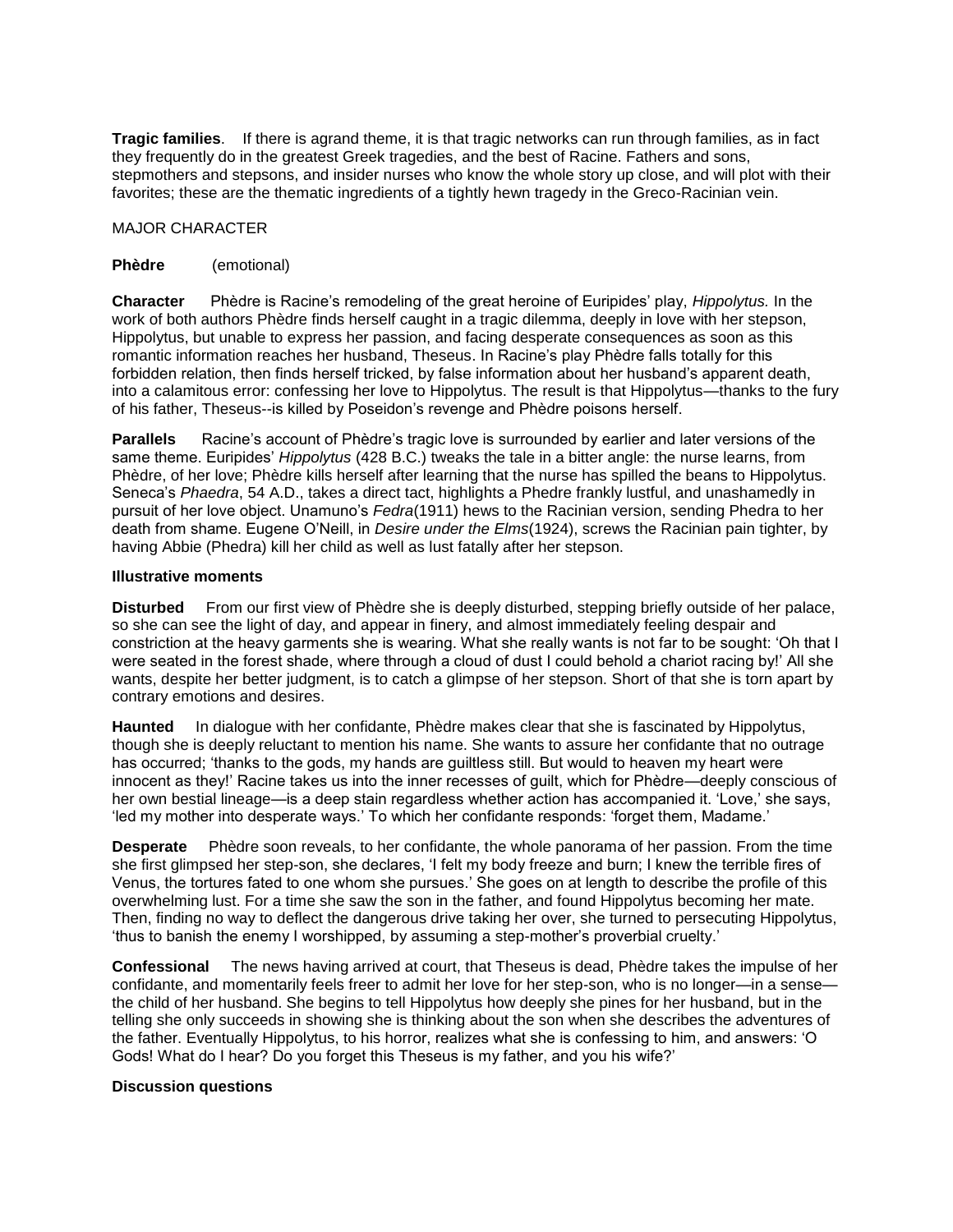**Tragic families**. If there is agrand theme, it is that tragic networks can run through families, as in fact they frequently do in the greatest Greek tragedies, and the best of Racine. Fathers and sons, stepmothers and stepsons, and insider nurses who know the whole story up close, and will plot with their favorites; these are the thematic ingredients of a tightly hewn tragedy in the Greco-Racinian vein.

MAJOR CHARACTER

**Phèdre** (emotional)

**Character** Phèdre is Racine's remodeling of the great heroine of Euripides' play, *Hippolytus.* In the work of both authors Phèdre finds herself caught in a tragic dilemma, deeply in love with her stepson, Hippolytus, but unable to express her passion, and facing desperate consequences as soon as this romantic information reaches her husband, Theseus. In Racine's play Phèdre falls totally for this forbidden relation, then finds herself tricked, by false information about her husband's apparent death, into a calamitous error: confessing her love to Hippolytus. The result is that Hippolytus—thanks to the fury of his father, Theseus--is killed by Poseidon's revenge and Phèdre poisons herself.

**Parallels** Racine's account of Phèdre's tragic love is surrounded by earlier and later versions of the same theme. Euripides' *Hippolytus* (428 B.C.) tweaks the tale in a bitter angle: the nurse learns, from Phèdre, of her love; Phèdre kills herself after learning that the nurse has spilled the beans to Hippolytus. Seneca's *Phaedra*, 54 A.D., takes a direct tact, highlights a Phedre frankly lustful, and unashamedly in pursuit of her love object. Unamuno's *Fedra*(1911) hews to the Racinian version, sending Phedra to her death from shame. Eugene O'Neill, in *Desire under the Elms*(1924), screws the Racinian pain tighter, by having Abbie (Phedra) kill her child as well as lust fatally after her stepson.

**Illustrative moments**

**Disturbed** From our first view of Phèdre she is deeply disturbed, stepping briefly outside of her palace, so she can see the light of day, and appear in finery, and almost immediately feeling despair and constriction at the heavy garments she is wearing. What she really wants is not far to be sought: 'Oh that I were seated in the forest shade, where through a cloud of dust I could behold a chariot racing by!' All she wants, despite her better judgment, is to catch a glimpse of her stepson. Short of that she is torn apart by contrary emotions and desires.

**Haunted** In dialogue with her confidante, Phèdre makes clear that she is fascinated by Hippolytus, though she is deeply reluctant to mention his name. She wants to assure her confidante that no outrage has occurred; 'thanks to the gods, my hands are guiltless still. But would to heaven my heart were innocent as they!' Racine takes us into the inner recesses of guilt, which for Phèdre—deeply conscious of her own bestial lineage—is a deep stain regardless whether action has accompanied it. 'Love,' she says, 'led my mother into desperate ways.' To which her confidante responds: 'forget them, Madame.'

**Desperate** Phèdre soon reveals, to her confidante, the whole panorama of her passion. From the time she first glimpsed her step-son, she declares, 'I felt my body freeze and burn; I knew the terrible fires of Venus, the tortures fated to one whom she pursues.' She goes on at length to describe the profile of this overwhelming lust. For a time she saw the son in the father, and found Hippolytus becoming her mate. Then, finding no way to deflect the dangerous drive taking her over, she turned to persecuting Hippolytus, 'thus to banish the enemy I worshipped, by assuming a step-mother's proverbial cruelty.'

**Confessional** The news having arrived at court, that Theseus is dead, Phèdre takes the impulse of her confidante, and momentarily feels freer to admit her love for her step-son, who is no longer—in a sense—the child of her husband. She begins to tell Hippolytus how deeply she pines for her husband, but in the telling she only succeeds in showing she is thinking about the son when she describes the adventures of the father. Eventually Hippolytus, to his horror, realizes what she is confessing to him, and answers: 'O Gods! What do I hear? Do you forget this Theseus is my father, and you his wife?'

**Discussion questions**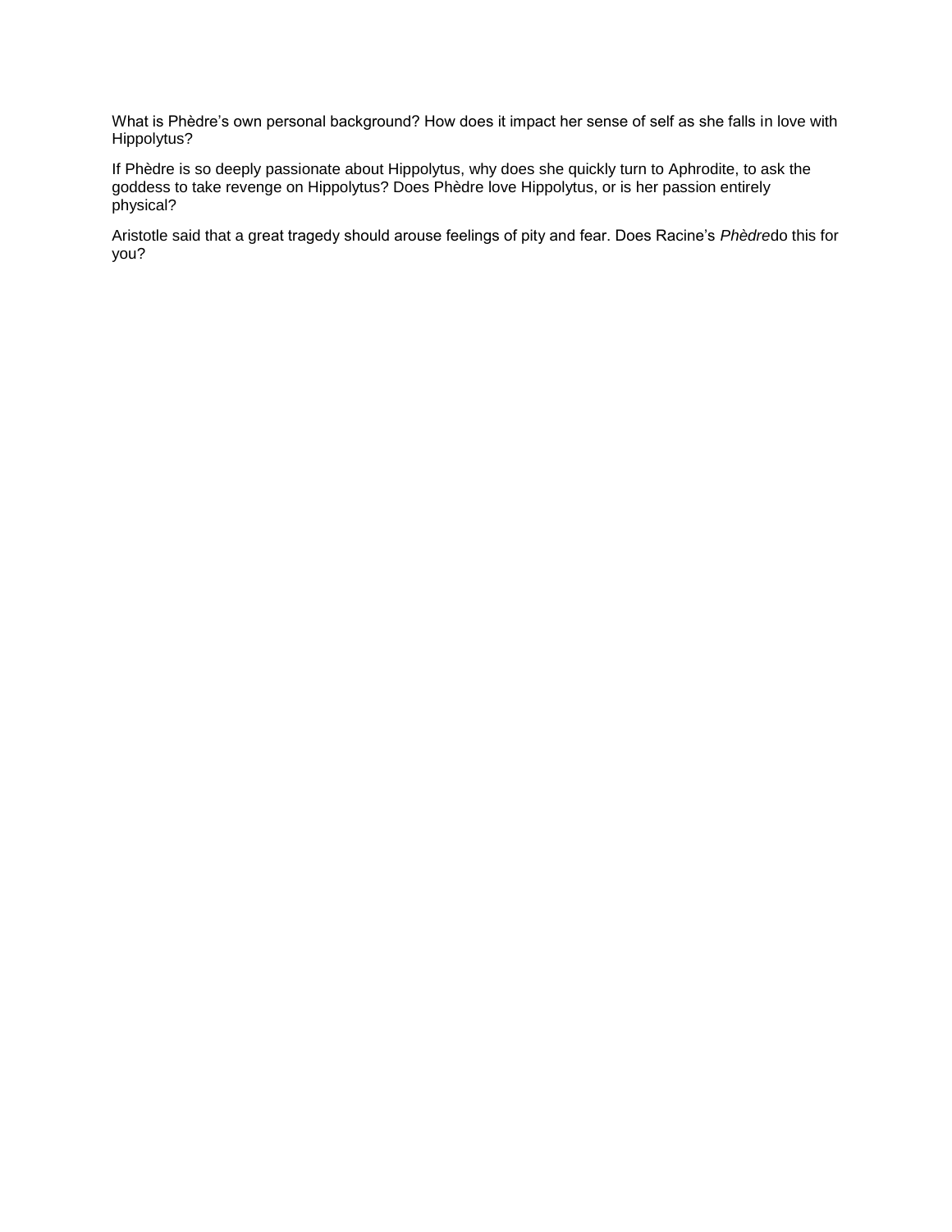What is Phèdre's own personal background? How does it impact her sense of self as she falls in love with Hippolytus?

If Phèdre is so deeply passionate about Hippolytus, why does she quickly turn to Aphrodite, to ask the goddess to take revenge on Hippolytus? Does Phèdre love Hippolytus, or is her passion entirely physical?

Aristotle said that a great tragedy should arouse feelings of pity and fear. Does Racine's *Phèdre*do this for you?